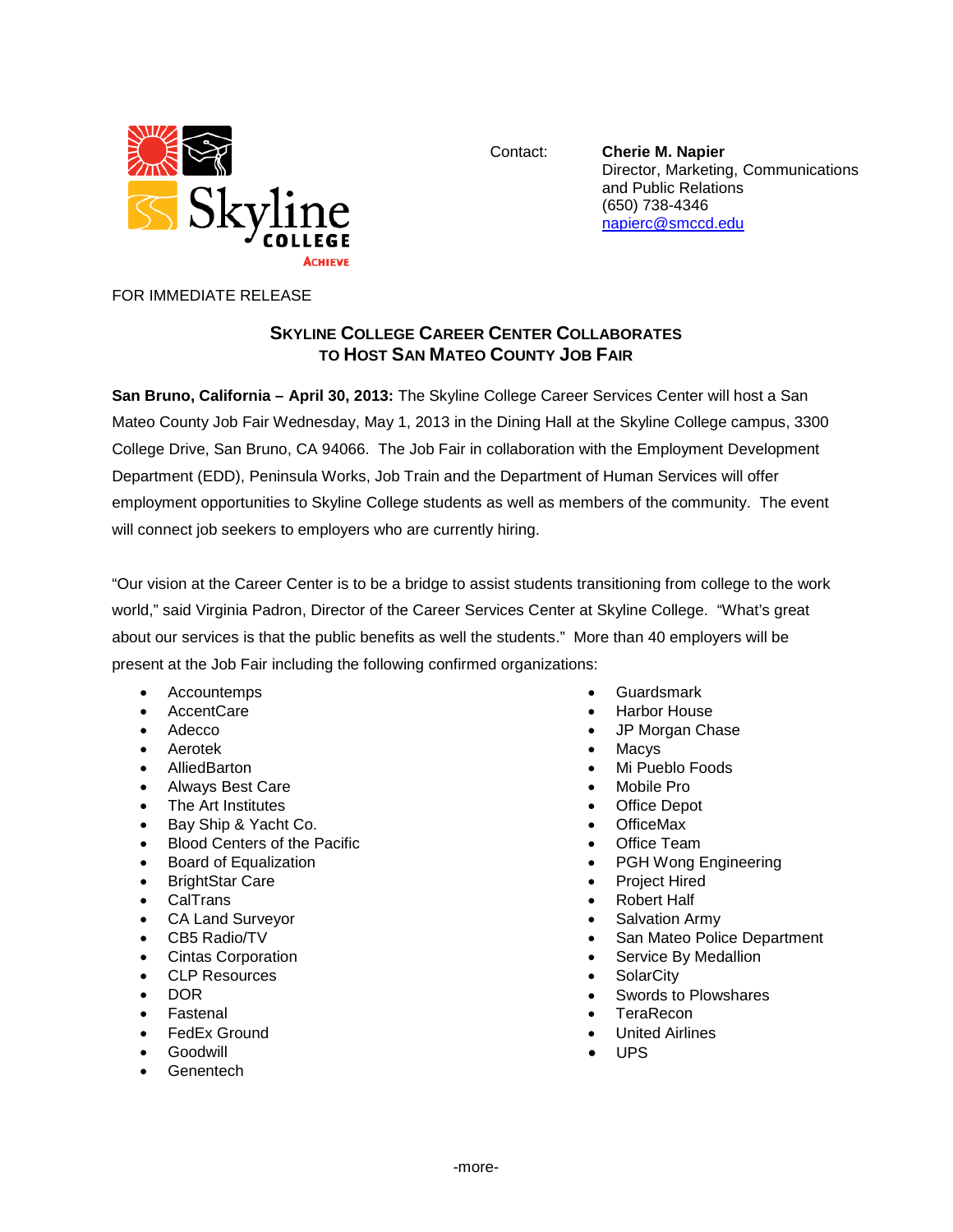Skyline College
ACHIEVE

Contact: **Cherie M. Napier**
Director, Marketing, Communications and Public Relations
(650) 738-4346
napierc@smccd.edu

FOR IMMEDIATE RELEASE

# SKYLINE COLLEGE CAREER CENTER COLLABORATES TO HOST SAN MATEO COUNTY JOB FAIR

**San Bruno, California – April 30, 2013:** The Skyline College Career Services Center will host a San Mateo County Job Fair Wednesday, May 1, 2013 in the Dining Hall at the Skyline College campus, 3300 College Drive, San Bruno, CA 94066. The Job Fair in collaboration with the Employment Development Department (EDD), Peninsula Works, Job Train and the Department of Human Services will offer employment opportunities to Skyline College students as well as members of the community. The event will connect job seekers to employers who are currently hiring.

"Our vision at the Career Center is to be a bridge to assist students transitioning from college to the work world," said Virginia Padron, Director of the Career Services Center at Skyline College. "What's great about our services is that the public benefits as well the students." More than 40 employers will be present at the Job Fair including the following confirmed organizations:

- Accountemps
- AccentCare
- Adecco
- Aerotek
- AlliedBarton
- Always Best Care
- The Art Institutes
- Bay Ship & Yacht Co.
- Blood Centers of the Pacific
- Board of Equalization
- BrightStar Care
- CalTrans
- CA Land Surveyor
- CB5 Radio/TV
- Cintas Corporation
- CLP Resources
- DOR
- Fastenal
- FedEx Ground
- Goodwill
- Genentech
- Guardsmark
- Harbor House
- JP Morgan Chase
- Macys
- Mi Pueblo Foods
- Mobile Pro
- Office Depot
- OfficeMax
- Office Team
- PGH Wong Engineering
- Project Hired
- Robert Half
- Salvation Army
- San Mateo Police Department
- Service By Medallion
- SolarCity
- Swords to Plowshares
- TeraRecon
- United Airlines
- UPS

-more-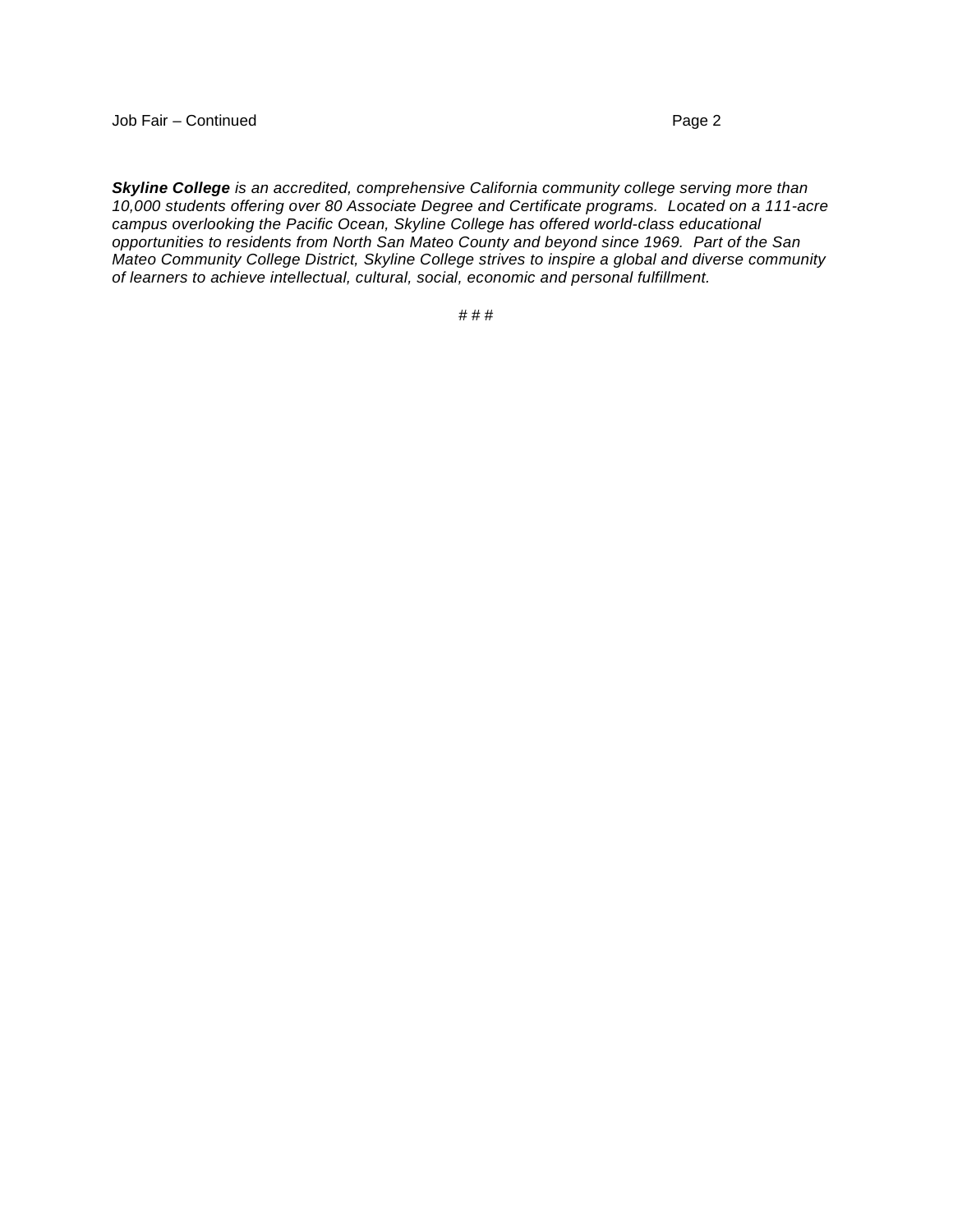***Skyline College** is an accredited, comprehensive California community college serving more than 10,000 students offering over 80 Associate Degree and Certificate programs. Located on a 111-acre campus overlooking the Pacific Ocean, Skyline College has offered world-class educational opportunities to residents from North San Mateo County and beyond since 1969. Part of the San Mateo Community College District, Skyline College strives to inspire a global and diverse community of learners to achieve intellectual, cultural, social, economic and personal fulfillment.*

# # #